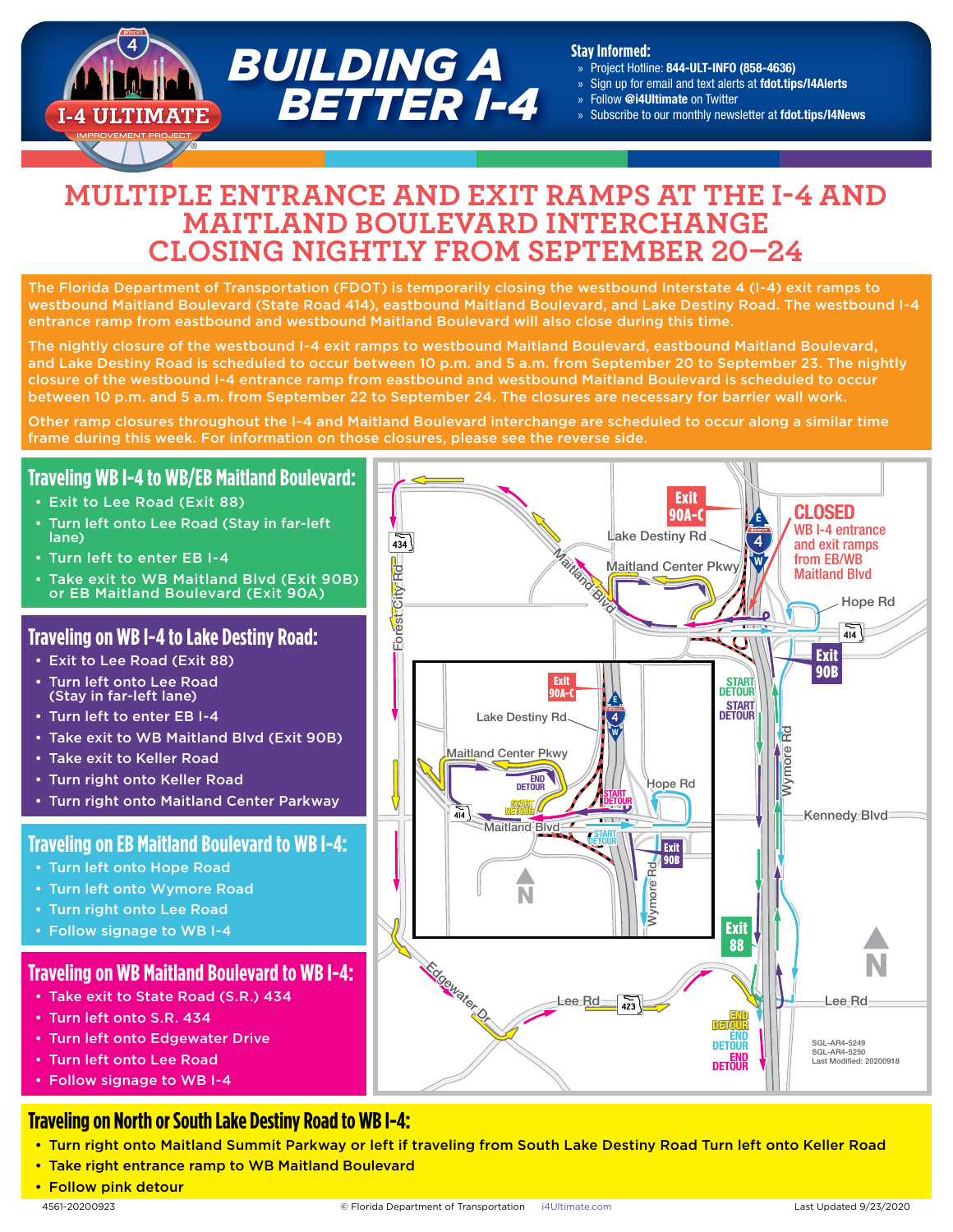# BUILDING A BETTER I-4

I-4 ULTIMATE IMPROVEMENT PROJECT

**Stay Informed:**

- Project Hotline: **844-ULT-INFO (858-4636)**
- Sign up for email and text alerts at **fdot.tips/I4Alerts**
- Follow **@i4Ultimate** on Twitter
- Subscribe to our monthly newsletter at **fdot.tips/I4News**

## MULTIPLE ENTRANCE AND EXIT RAMPS AT THE I-4 AND MAITLAND BOULEVARD INTERCHANGE CLOSING NIGHTLY FROM SEPTEMBER 20–24

The Florida Department of Transportation (FDOT) is temporarily closing the westbound Interstate 4 (I-4) exit ramps to westbound Maitland Boulevard (State Road 414), eastbound Maitland Boulevard, and Lake Destiny Road. The westbound I-4 entrance ramp from eastbound and westbound Maitland Boulevard will also close during this time.

The nightly closure of the westbound I-4 exit ramps to westbound Maitland Boulevard, eastbound Maitland Boulevard, and Lake Destiny Road is scheduled to occur between 10 p.m. and 5 a.m. from September 20 to September 23. The nightly closure of the westbound I-4 entrance ramp from eastbound and westbound Maitland Boulevard is scheduled to occur between 10 p.m. and 5 a.m. from September 22 to September 24. The closures are necessary for barrier wall work.

Other ramp closures throughout the I-4 and Maitland Boulevard interchange are scheduled to occur along a similar time frame during this week. For information on those closures, please see the reverse side.

### Traveling WB I-4 to WB/EB Maitland Boulevard:

- Exit to Lee Road (Exit 88)
- Turn left onto Lee Road (Stay in far-left lane)
- Turn left to enter EB I-4
- Take exit to WB Maitland Blvd (Exit 90B) or EB Maitland Boulevard (Exit 90A)

### Traveling on WB I-4 to Lake Destiny Road:

- Exit to Lee Road (Exit 88)
- Turn left onto Lee Road (Stay in far-left lane)
- Turn left to enter EB I-4
- Take exit to WB Maitland Blvd (Exit 90B)
- Take exit to Keller Road
- Turn right onto Keller Road
- Turn right onto Maitland Center Parkway

### Traveling on EB Maitland Boulevard to WB I-4:

- Turn left onto Hope Road
- Turn left onto Wymore Road
- Turn right onto Lee Road
- Follow signage to WB I-4

### Traveling on WB Maitland Boulevard to WB I-4:

- Take exit to State Road (S.R.) 434
- Turn left onto S.R. 434
- Turn left onto Edgewater Drive
- Turn left onto Lee Road
- Follow signage to WB I-4

Exit 90A-C · Lake Destiny Rd · Maitland Center Pkwy · Maitland Blvd · 434 · Forest City Rd · Hope Rd · 414 · Exit 90B · START DETOUR · Wymore Rd · Kennedy Blvd · Exit 88 · Edgewater Dr · Lee Rd · 423 · END DETOUR · N

**CLOSED** WB I-4 entrance and exit ramps from EB/WB Maitland Blvd

SGL-AR4-5249
SGL-AR4-5250
Last Modified: 20200918

### Traveling on North or South Lake Destiny Road to WB I-4:

- Turn right onto Maitland Summit Parkway or left if traveling from South Lake Destiny Road Turn left onto Keller Road
- Take right entrance ramp to WB Maitland Boulevard
- Follow pink detour

4561-20200923 © Florida Department of Transportation i4Ultimate.com Last Updated 9/23/2020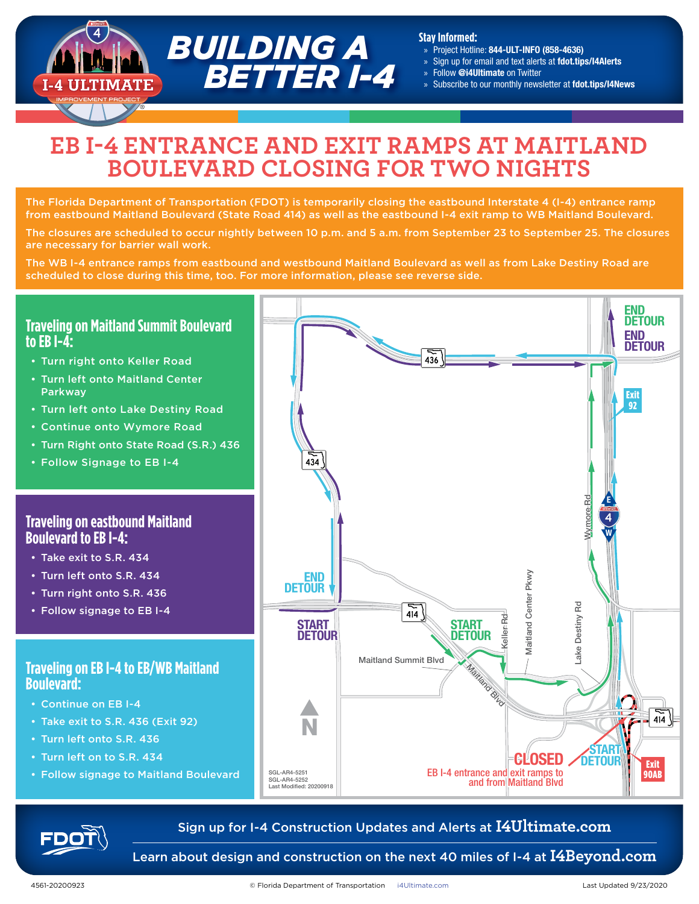# BUILDING A BETTER I-4

I-4 ULTIMATE IMPROVEMENT PROJECT

**Stay Informed:**

- » Project Hotline: **844-ULT-INFO (858-4636)**
- » Sign up for email and text alerts at **fdot.tips/I4Alerts**
- » Follow **@i4Ultimate** on Twitter
- » Subscribe to our monthly newsletter at **fdot.tips/I4News**

# EB I-4 ENTRANCE AND EXIT RAMPS AT MAITLAND BOULEVARD CLOSING FOR TWO NIGHTS

The Florida Department of Transportation (FDOT) is temporarily closing the eastbound Interstate 4 (I-4) entrance ramp from eastbound Maitland Boulevard (State Road 414) as well as the eastbound I-4 exit ramp to WB Maitland Boulevard.

The closures are scheduled to occur nightly between 10 p.m. and 5 a.m. from September 23 to September 25. The closures are necessary for barrier wall work.

The WB I-4 entrance ramps from eastbound and westbound Maitland Boulevard as well as from Lake Destiny Road are scheduled to close during this time, too. For more information, please see reverse side.

## Traveling on Maitland Summit Boulevard to EB I-4:

- Turn right onto Keller Road
- Turn left onto Maitland Center Parkway
- Turn left onto Lake Destiny Road
- Continue onto Wymore Road
- Turn Right onto State Road (S.R.) 436
- Follow Signage to EB I-4

## Traveling on eastbound Maitland Boulevard to EB I-4:

- Take exit to S.R. 434
- Turn left onto S.R. 434
- Turn right onto S.R. 436
- Follow signage to EB I-4

## Traveling on EB I-4 to EB/WB Maitland Boulevard:

- Continue on EB I-4
- Take exit to S.R. 436 (Exit 92)
- Turn left onto S.R. 436
- Turn left on to S.R. 434
- Follow signage to Maitland Boulevard

END DETOUR
END DETOUR
436
Exit 92
434
Wymore Rd
E
4
W
END DETOUR
Maitland Center Pkwy
START DETOUR
414
START DETOUR
Keller Rd
Lake Destiny Rd
Maitland Summit Blvd
Maitland Blvd
N
414
START DETOUR
CLOSED
EB I-4 entrance and exit ramps to and from Maitland Blvd
Exit 90AB
SGL-AR4-5251
SGL-AR4-5252
Last Modified: 20200918

FDOT

Sign up for I-4 Construction Updates and Alerts at **I4Ultimate.com**

Learn about design and construction on the next 40 miles of I-4 at **I4Beyond.com**

4561-20200923 © Florida Department of Transportation i4Ultimate.com Last Updated 9/23/2020